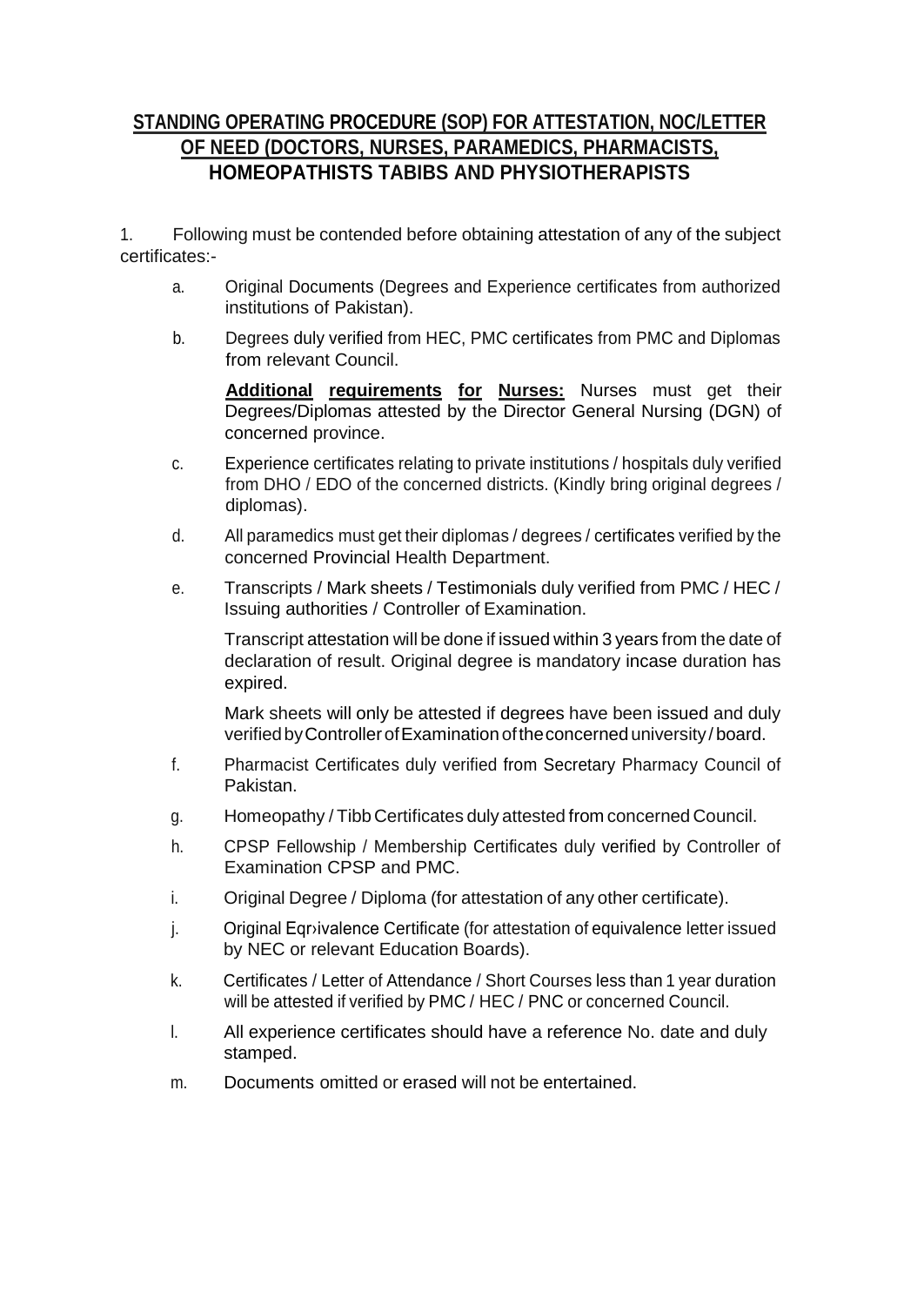# STANDING OPERATING PROCEDURE (SOP) FOR ATTESTATION, NOC/LETTER OF NEED (DOCTORS, NURSES, PARAMEDICS, PHARMACISTS, HOMEOPATHISTS TABIBS AND PHYSIOTHERAPISTS

1. Following must be contended before obtaining attestation of any of the subject certificates:-

   a. Original Documents (Degrees and Experience certificates from authorized institutions of Pakistan).

   b. Degrees duly verified from HEC, PMC certificates from PMC and Diplomas from relevant Council.

      **Additional requirements for Nurses:** Nurses must get their Degrees/Diplomas attested by the Director General Nursing (DGN) of concerned province.

   c. Experience certificates relating to private institutions / hospitals duly verified from DHO / EDO of the concerned districts. (Kindly bring original degrees / diplomas).

   d. All paramedics must get their diplomas / degrees / certificates verified by the concerned Provincial Health Department.

   e. Transcripts / Mark sheets / Testimonials duly verified from PMC / HEC / Issuing authorities / Controller of Examination.

      Transcript attestation will be done if issued within 3 years from the date of declaration of result. Original degree is mandatory incase duration has expired.

      Mark sheets will only be attested if degrees have been issued and duly verified by Controller of Examination of the concerned university / board.

   f. Pharmacist Certificates duly verified from Secretary Pharmacy Council of Pakistan.

   g. Homeopathy / Tibb Certificates duly attested from concerned Council.

   h. CPSP Fellowship / Membership Certificates duly verified by Controller of Examination CPSP and PMC.

   i. Original Degree / Diploma (for attestation of any other certificate).

   j. Original Eqr›ivalence Certificate (for attestation of equivalence letter issued by NEC or relevant Education Boards).

   k. Certificates / Letter of Attendance / Short Courses less than 1 year duration will be attested if verified by PMC / HEC / PNC or concerned Council.

   l. All experience certificates should have a reference No. date and duly stamped.

   m. Documents omitted or erased will not be entertained.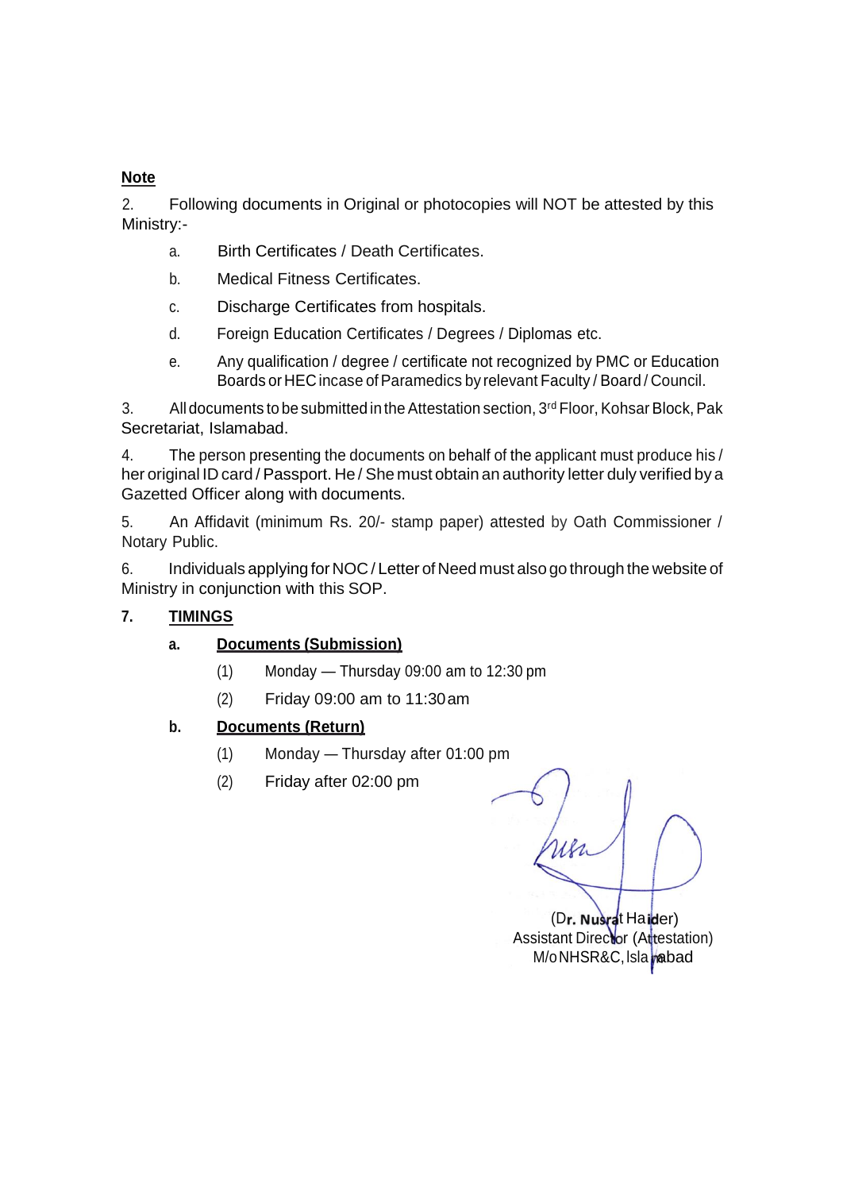**Note**

2. Following documents in Original or photocopies will NOT be attested by this Ministry:-

a. Birth Certificates / Death Certificates.

b. Medical Fitness Certificates.

c. Discharge Certificates from hospitals.

d. Foreign Education Certificates / Degrees / Diplomas etc.

e. Any qualification / degree / certificate not recognized by PMC or Education Boards or HEC incase of Paramedics by relevant Faculty / Board / Council.

3. All documents to be submitted in the Attestation section, 3rd Floor, Kohsar Block, Pak Secretariat, Islamabad.

4. The person presenting the documents on behalf of the applicant must produce his / her original ID card / Passport. He / She must obtain an authority letter duly verified by a Gazetted Officer along with documents.

5. An Affidavit (minimum Rs. 20/- stamp paper) attested by Oath Commissioner / Notary Public.

6. Individuals applying for NOC / Letter of Need must also go through the website of Ministry in conjunction with this SOP.

**7. TIMINGS**

**a. Documents (Submission)**

(1) Monday — Thursday 09:00 am to 12:30 pm

(2) Friday 09:00 am to 11:30 am

**b. Documents (Return)**

(1) Monday — Thursday after 01:00 pm

(2) Friday after 02:00 pm

(Dr. Nusrat Haider)
Assistant Director (Attestation)
M/o NHSR&C, Islamabad